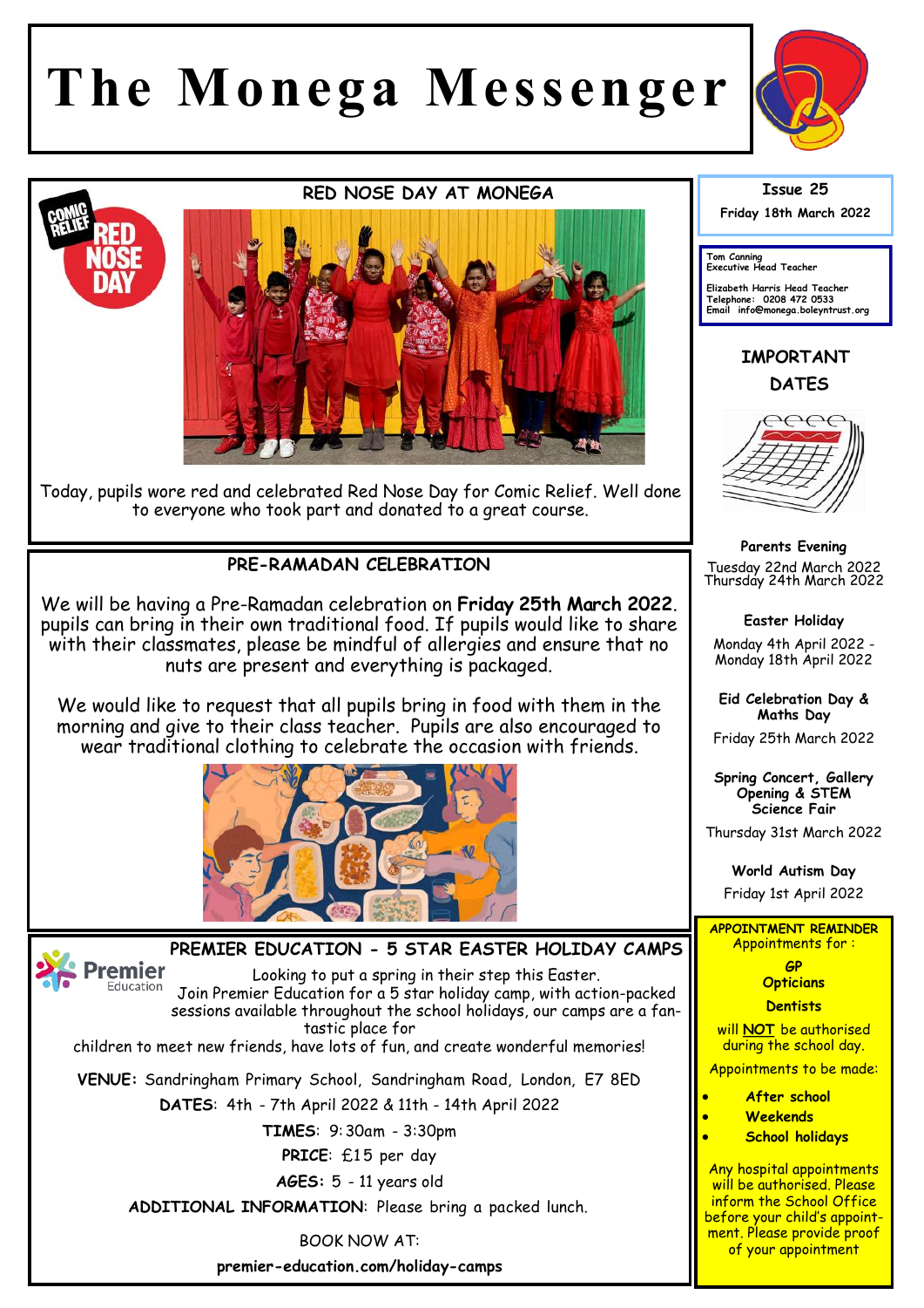# The Monega Messenger

**Issue 25**
**Friday 18th March 2022**

Tom Canning
Executive Head Teacher

Elizabeth Harris Head Teacher
Telephone: 0208 472 0533
Email info@monega.boleyntrust.org

## RED NOSE DAY AT MONEGA

Today, pupils wore red and celebrated Red Nose Day for Comic Relief. Well done to everyone who took part and donated to a great course.

## PRE-RAMADAN CELEBRATION

We will be having a Pre-Ramadan celebration on **Friday 25th March 2022**. pupils can bring in their own traditional food. If pupils would like to share with their classmates, please be mindful of allergies and ensure that no nuts are present and everything is packaged.

We would like to request that all pupils bring in food with them in the morning and give to their class teacher. Pupils are also encouraged to wear traditional clothing to celebrate the occasion with friends.

## PREMIER EDUCATION - 5 STAR EASTER HOLIDAY CAMPS

Looking to put a spring in their step this Easter.
Join Premier Education for a 5 star holiday camp, with action-packed sessions available throughout the school holidays, our camps are a fantastic place for children to meet new friends, have lots of fun, and create wonderful memories!

**VENUE:** Sandringham Primary School, Sandringham Road, London, E7 8ED

**DATES**: 4th - 7th April 2022 & 11th - 14th April 2022

**TIMES**: 9:30am - 3:30pm

**PRICE**: £15 per day

**AGES:** 5 - 11 years old

**ADDITIONAL INFORMATION**: Please bring a packed lunch.

BOOK NOW AT:

**premier-education.com/holiday-camps**

## IMPORTANT DATES

**Parents Evening**
Tuesday 22nd March 2022
Thursday 24th March 2022

**Easter Holiday**
Monday 4th April 2022 - Monday 18th April 2022

**Eid Celebration Day & Maths Day**
Friday 25th March 2022

**Spring Concert, Gallery Opening & STEM Science Fair**
Thursday 31st March 2022

**World Autism Day**
Friday 1st April 2022

## APPOINTMENT REMINDER

Appointments for :

**GP**
**Opticians**
**Dentists**

will **NOT** be authorised during the school day.

Appointments to be made:

- **After school**
- **Weekends**
- **School holidays**

Any hospital appointments will be authorised. Please inform the School Office before your child's appointment. Please provide proof of your appointment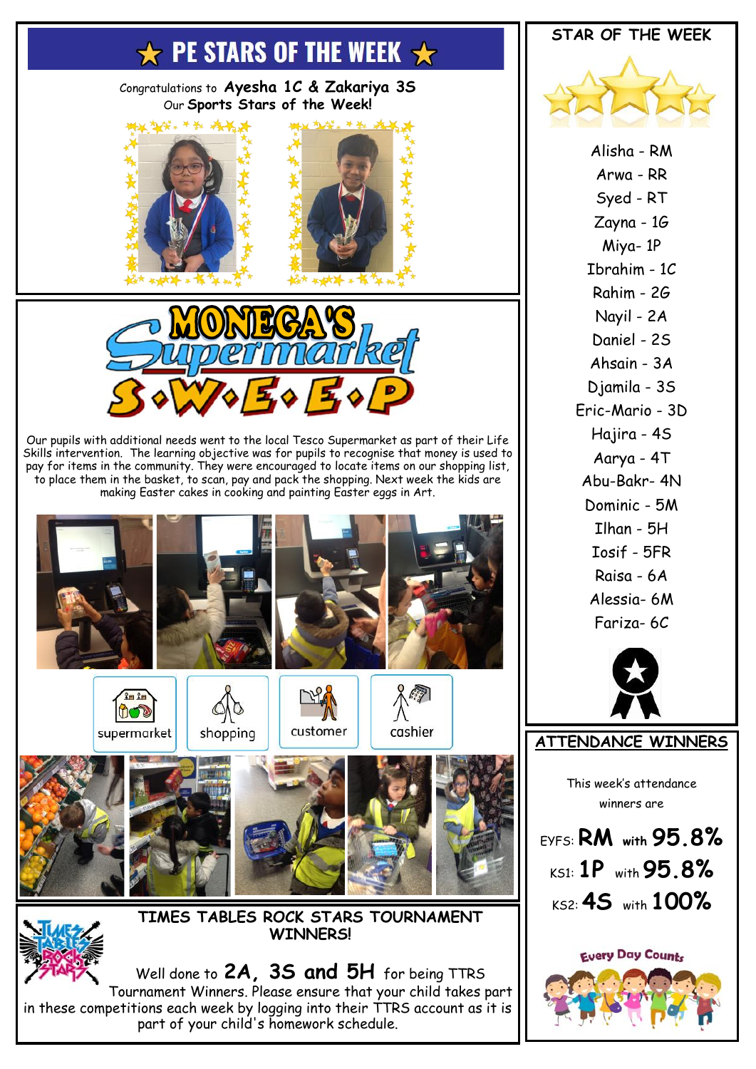# ★ PE STARS OF THE WEEK ★

Congratulations to **Ayesha 1C & Zakariya 3S**
Our **Sports Stars of the Week!**

# MONEGA'S Supermarket S·W·E·E·P

Our pupils with additional needs went to the local Tesco Supermarket as part of their Life Skills intervention. The learning objective was for pupils to recognise that money is used to pay for items in the community. They were encouraged to locate items on our shopping list, to place them in the basket, to scan, pay and pack the shopping. Next week the kids are making Easter cakes in cooking and painting Easter eggs in Art.

supermarket

shopping

customer

cashier

## TIMES TABLES ROCK STARS TOURNAMENT WINNERS!

Well done to **2A, 3S and 5H** for being TTRS Tournament Winners. Please ensure that your child takes part in these competitions each week by logging into their TTRS account as it is part of your child's homework schedule.

## STAR OF THE WEEK

Alisha - RM
Arwa - RR
Syed - RT
Zayna - 1G
Miya- 1P
Ibrahim - 1C
Rahim - 2G
Nayil - 2A
Daniel - 2S
Ahsain - 3A
Djamila - 3S
Eric-Mario - 3D
Hajira - 4S
Aarya - 4T
Abu-Bakr- 4N
Dominic - 5M
Ilhan - 5H
Iosif - 5FR
Raisa - 6A
Alessia- 6M
Fariza- 6C

## ATTENDANCE WINNERS

This week's attendance winners are

EYFS: **RM** with **95.8%**

KS1: **1P** with **95.8%**

KS2: **4S** with **100%**

Every Day Counts